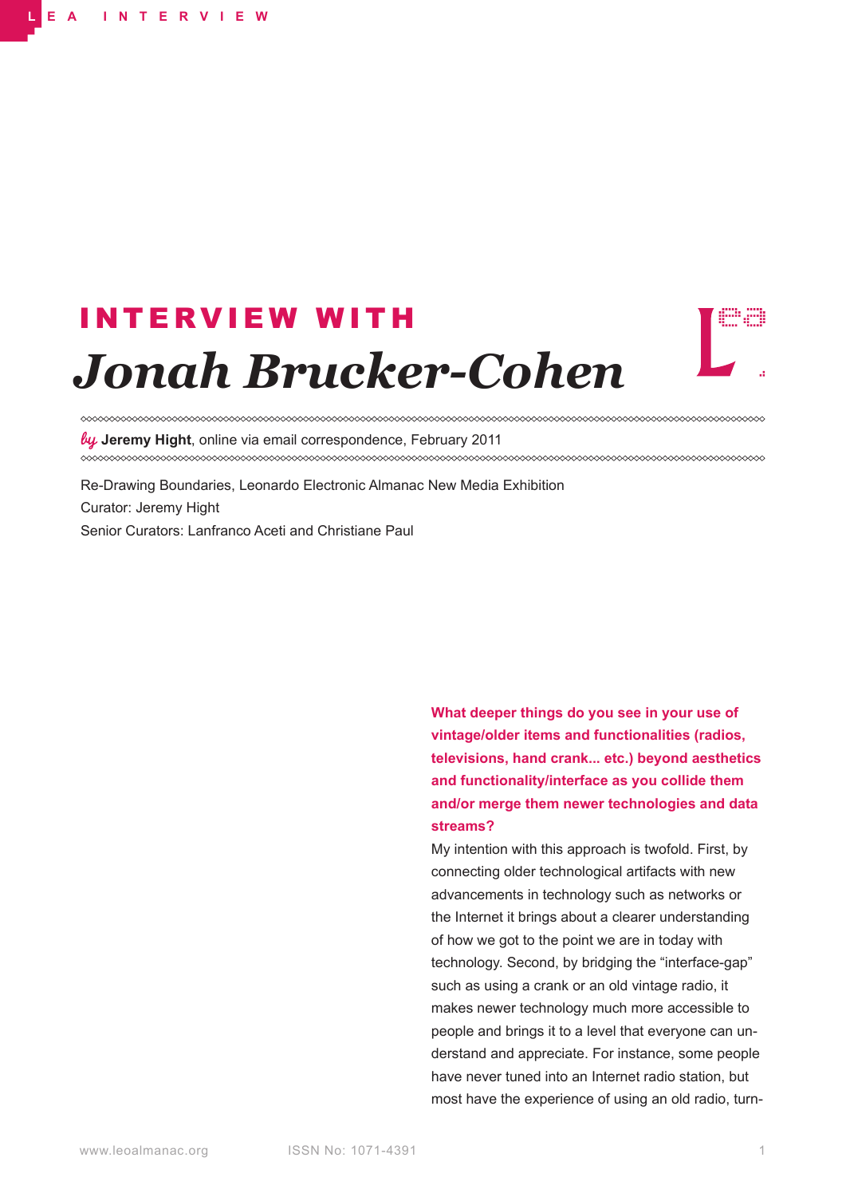# INTERVIEW WITH *Jonah Brucker-Cohen*

*by* **Jeremy Hight**, online via email correspondence, February 2011

Re-Drawing Boundaries, Leonardo Electronic Almanac New Media Exhibition
Curator: Jeremy Hight
Senior Curators: Lanfranco Aceti and Christiane Paul

**What deeper things do you see in your use of vintage/older items and functionalities (radios, televisions, hand crank... etc.) beyond aesthetics and functionality/interface as you collide them and/or merge them newer technologies and data streams?**

My intention with this approach is twofold. First, by connecting older technological artifacts with new advancements in technology such as networks or the Internet it brings about a clearer understanding of how we got to the point we are in today with technology. Second, by bridging the "interface-gap" such as using a crank or an old vintage radio, it makes newer technology much more accessible to people and brings it to a level that everyone can understand and appreciate. For instance, some people have never tuned into an Internet radio station, but most have the experience of using an old radio, turn-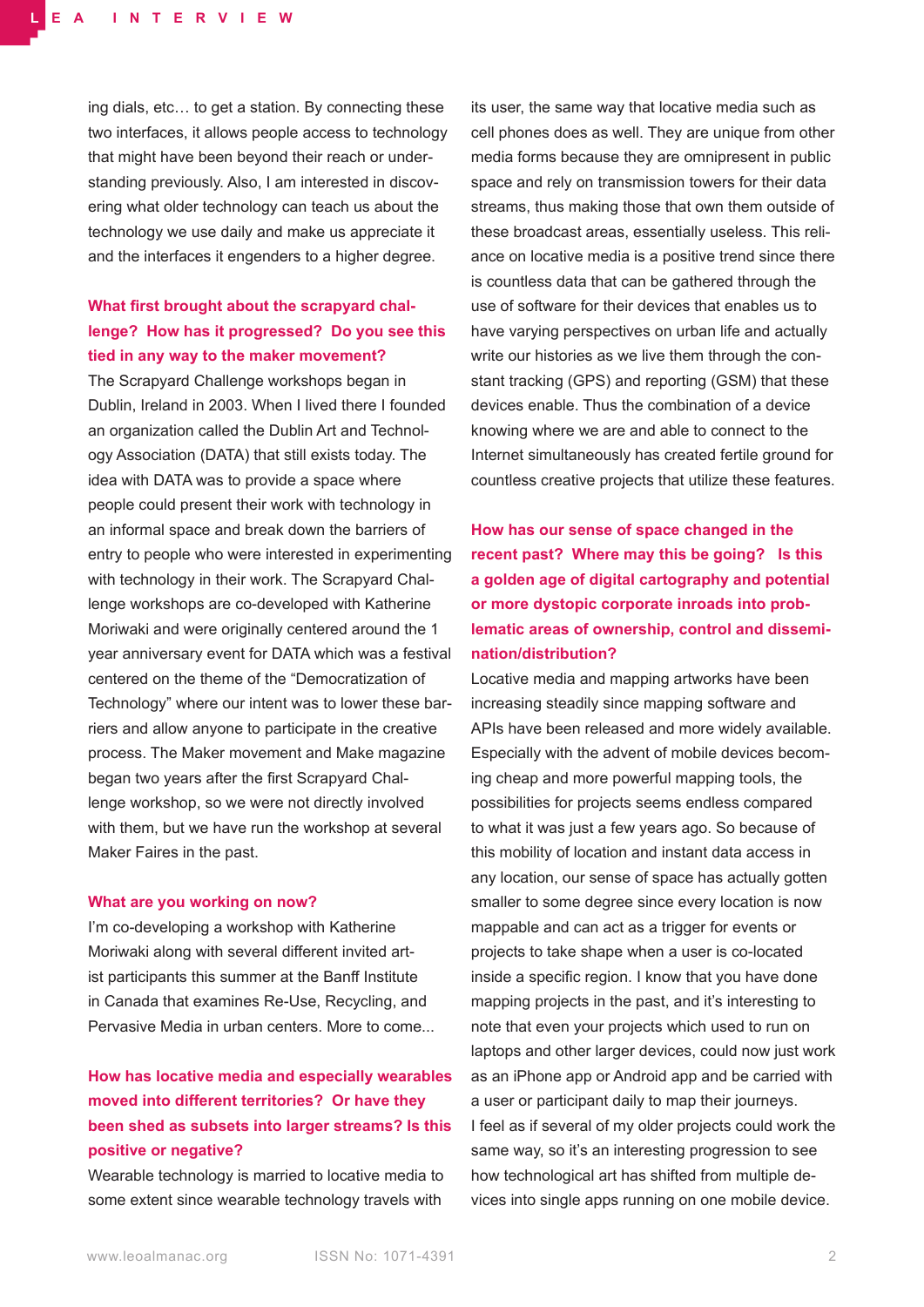ing dials, etc… to get a station. By connecting these two interfaces, it allows people access to technology that might have been beyond their reach or understanding previously. Also, I am interested in discovering what older technology can teach us about the technology we use daily and make us appreciate it and the interfaces it engenders to a higher degree.

**What first brought about the scrapyard challenge? How has it progressed? Do you see this tied in any way to the maker movement?**

The Scrapyard Challenge workshops began in Dublin, Ireland in 2003. When I lived there I founded an organization called the Dublin Art and Technology Association (DATA) that still exists today. The idea with DATA was to provide a space where people could present their work with technology in an informal space and break down the barriers of entry to people who were interested in experimenting with technology in their work. The Scrapyard Challenge workshops are co-developed with Katherine Moriwaki and were originally centered around the 1 year anniversary event for DATA which was a festival centered on the theme of the "Democratization of Technology" where our intent was to lower these barriers and allow anyone to participate in the creative process. The Maker movement and Make magazine began two years after the first Scrapyard Challenge workshop, so we were not directly involved with them, but we have run the workshop at several Maker Faires in the past.

**What are you working on now?**

I'm co-developing a workshop with Katherine Moriwaki along with several different invited artist participants this summer at the Banff Institute in Canada that examines Re-Use, Recycling, and Pervasive Media in urban centers. More to come...

**How has locative media and especially wearables moved into different territories? Or have they been shed as subsets into larger streams? Is this positive or negative?**

Wearable technology is married to locative media to some extent since wearable technology travels with its user, the same way that locative media such as cell phones does as well. They are unique from other media forms because they are omnipresent in public space and rely on transmission towers for their data streams, thus making those that own them outside of these broadcast areas, essentially useless. This reliance on locative media is a positive trend since there is countless data that can be gathered through the use of software for their devices that enables us to have varying perspectives on urban life and actually write our histories as we live them through the constant tracking (GPS) and reporting (GSM) that these devices enable. Thus the combination of a device knowing where we are and able to connect to the Internet simultaneously has created fertile ground for countless creative projects that utilize these features.

**How has our sense of space changed in the recent past? Where may this be going? Is this a golden age of digital cartography and potential or more dystopic corporate inroads into problematic areas of ownership, control and dissemination/distribution?**

Locative media and mapping artworks have been increasing steadily since mapping software and APIs have been released and more widely available. Especially with the advent of mobile devices becoming cheap and more powerful mapping tools, the possibilities for projects seems endless compared to what it was just a few years ago. So because of this mobility of location and instant data access in any location, our sense of space has actually gotten smaller to some degree since every location is now mappable and can act as a trigger for events or projects to take shape when a user is co-located inside a specific region. I know that you have done mapping projects in the past, and it's interesting to note that even your projects which used to run on laptops and other larger devices, could now just work as an iPhone app or Android app and be carried with a user or participant daily to map their journeys. I feel as if several of my older projects could work the same way, so it's an interesting progression to see how technological art has shifted from multiple devices into single apps running on one mobile device.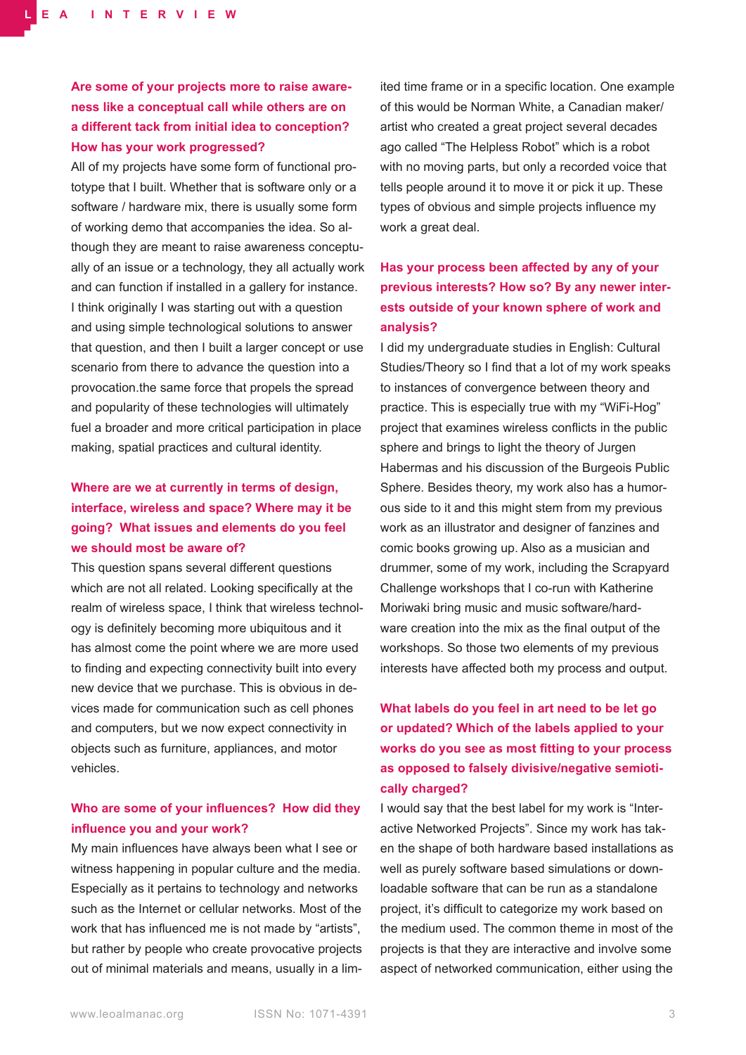**Are some of your projects more to raise awareness like a conceptual call while others are on a different tack from initial idea to conception? How has your work progressed?**

All of my projects have some form of functional prototype that I built. Whether that is software only or a software / hardware mix, there is usually some form of working demo that accompanies the idea. So although they are meant to raise awareness conceptually of an issue or a technology, they all actually work and can function if installed in a gallery for instance. I think originally I was starting out with a question and using simple technological solutions to answer that question, and then I built a larger concept or use scenario from there to advance the question into a provocation.the same force that propels the spread and popularity of these technologies will ultimately fuel a broader and more critical participation in place making, spatial practices and cultural identity.

**Where are we at currently in terms of design, interface, wireless and space? Where may it be going? What issues and elements do you feel we should most be aware of?**

This question spans several different questions which are not all related. Looking specifically at the realm of wireless space, I think that wireless technology is definitely becoming more ubiquitous and it has almost come the point where we are more used to finding and expecting connectivity built into every new device that we purchase. This is obvious in devices made for communication such as cell phones and computers, but we now expect connectivity in objects such as furniture, appliances, and motor vehicles.

**Who are some of your influences? How did they influence you and your work?**

My main influences have always been what I see or witness happening in popular culture and the media. Especially as it pertains to technology and networks such as the Internet or cellular networks. Most of the work that has influenced me is not made by "artists", but rather by people who create provocative projects out of minimal materials and means, usually in a limited time frame or in a specific location. One example of this would be Norman White, a Canadian maker/artist who created a great project several decades ago called "The Helpless Robot" which is a robot with no moving parts, but only a recorded voice that tells people around it to move it or pick it up. These types of obvious and simple projects influence my work a great deal.

**Has your process been affected by any of your previous interests? How so? By any newer interests outside of your known sphere of work and analysis?**

I did my undergraduate studies in English: Cultural Studies/Theory so I find that a lot of my work speaks to instances of convergence between theory and practice. This is especially true with my "WiFi-Hog" project that examines wireless conflicts in the public sphere and brings to light the theory of Jurgen Habermas and his discussion of the Burgeois Public Sphere. Besides theory, my work also has a humorous side to it and this might stem from my previous work as an illustrator and designer of fanzines and comic books growing up. Also as a musician and drummer, some of my work, including the Scrapyard Challenge workshops that I co-run with Katherine Moriwaki bring music and music software/hardware creation into the mix as the final output of the workshops. So those two elements of my previous interests have affected both my process and output.

**What labels do you feel in art need to be let go or updated? Which of the labels applied to your works do you see as most fitting to your process as opposed to falsely divisive/negative semiotically charged?**

I would say that the best label for my work is "Interactive Networked Projects". Since my work has taken the shape of both hardware based installations as well as purely software based simulations or downloadable software that can be run as a standalone project, it's difficult to categorize my work based on the medium used. The common theme in most of the projects is that they are interactive and involve some aspect of networked communication, either using the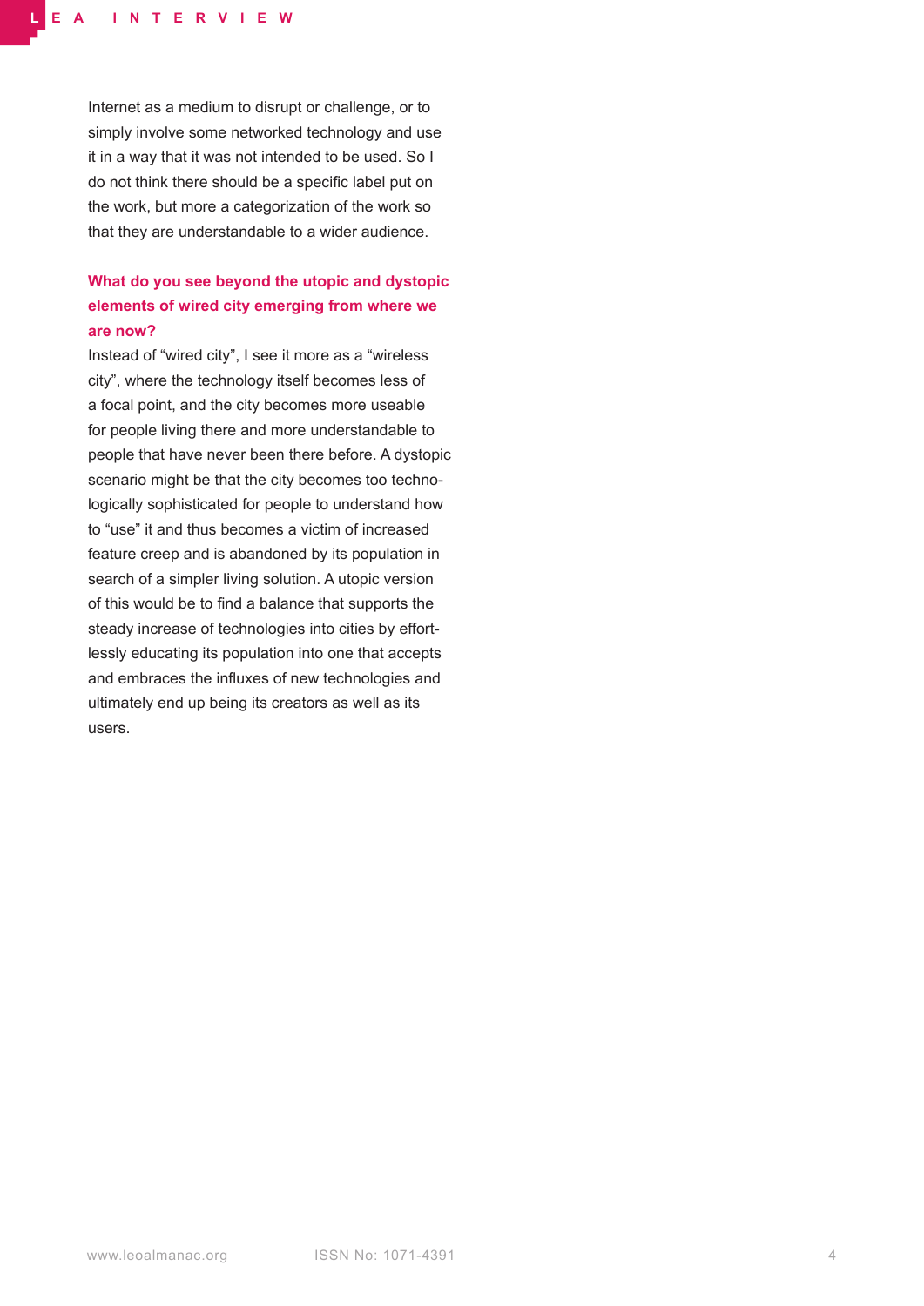Internet as a medium to disrupt or challenge, or to simply involve some networked technology and use it in a way that it was not intended to be used. So I do not think there should be a specific label put on the work, but more a categorization of the work so that they are understandable to a wider audience.

**What do you see beyond the utopic and dystopic elements of wired city emerging from where we are now?**

Instead of “wired city”, I see it more as a “wireless city”, where the technology itself becomes less of a focal point, and the city becomes more useable for people living there and more understandable to people that have never been there before. A dystopic scenario might be that the city becomes too technologically sophisticated for people to understand how to “use” it and thus becomes a victim of increased feature creep and is abandoned by its population in search of a simpler living solution. A utopic version of this would be to find a balance that supports the steady increase of technologies into cities by effortlessly educating its population into one that accepts and embraces the influxes of new technologies and ultimately end up being its creators as well as its users.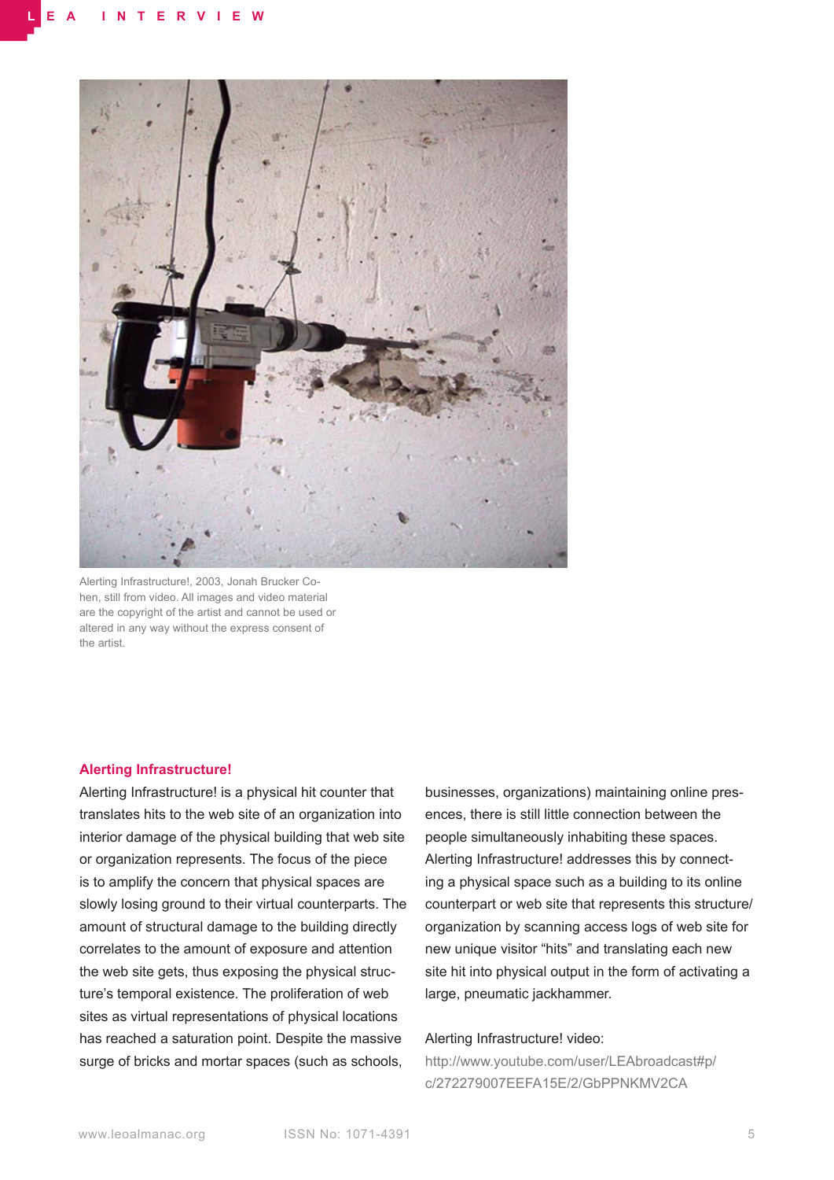Alerting Infrastructure!, 2003, Jonah Brucker Cohen, still from video. All images and video material are the copyright of the artist and cannot be used or altered in any way without the express consent of the artist.

### Alerting Infrastructure!

Alerting Infrastructure! is a physical hit counter that translates hits to the web site of an organization into interior damage of the physical building that web site or organization represents. The focus of the piece is to amplify the concern that physical spaces are slowly losing ground to their virtual counterparts. The amount of structural damage to the building directly correlates to the amount of exposure and attention the web site gets, thus exposing the physical structure's temporal existence. The proliferation of web sites as virtual representations of physical locations has reached a saturation point. Despite the massive surge of bricks and mortar spaces (such as schools, businesses, organizations) maintaining online presences, there is still little connection between the people simultaneously inhabiting these spaces. Alerting Infrastructure! addresses this by connecting a physical space such as a building to its online counterpart or web site that represents this structure/organization by scanning access logs of web site for new unique visitor "hits" and translating each new site hit into physical output in the form of activating a large, pneumatic jackhammer.

Alerting Infrastructure! video:
http://www.youtube.com/user/LEAbroadcast#p/c/272279007EEFA15E/2/GbPPNKMV2CA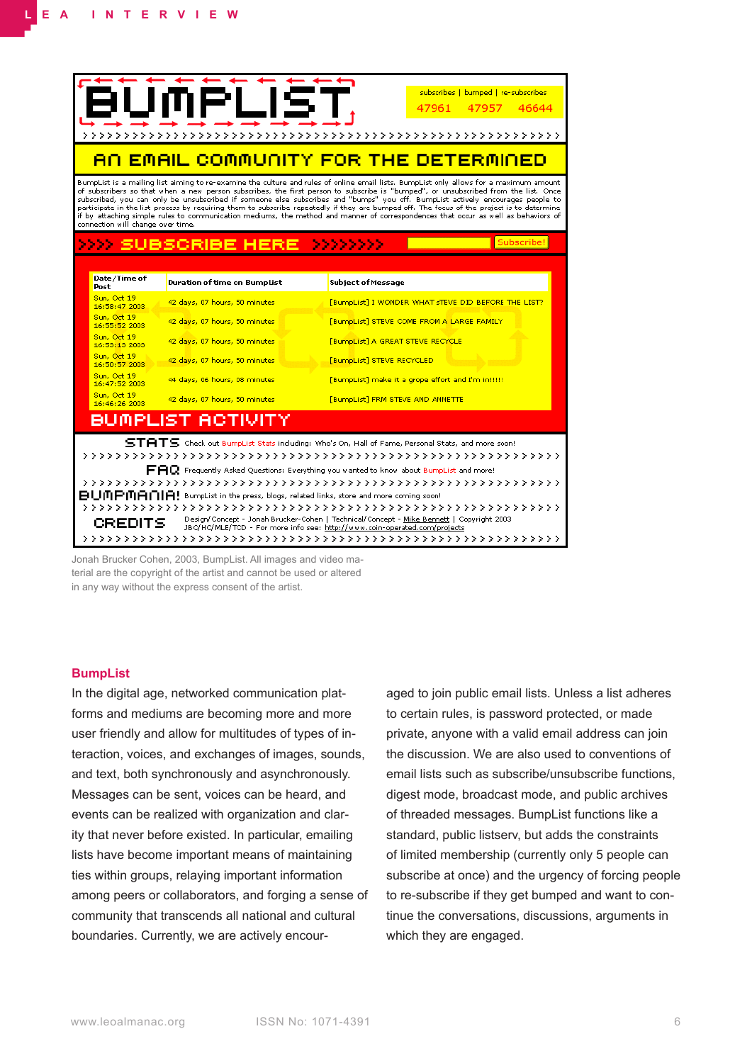# BUMPLIST

subscribes | bumped | re-subscribes
47961 47957 46644

## AN EMAIL COMMUNITY FOR THE DETERMINED

BumpList is a mailing list aiming to re-examine the culture and rules of online email lists. BumpList only allows for a maximum amount of subscribers so that when a new person subscribes, the first person to subscribe is "bumped", or unsubscribed from the list. Once subscribed, you can only be unsubscribed if someone else subscribes and "bumps" you off. BumpList actively encourages people to participate in the list process by requiring them to subscribe repeatedly if they are bumped off. The focus of the project is to determine if by attaching simple rules to communication mediums, the method and manner of correspondences that occur as well as behaviors of connection will change over time.

>>>> SUBSCRIBE HERE >>>>>>>> Subscribe!

| Date/Time of Post | Duration of time on BumpList | Subject of Message |
|---|---|---|
| Sun, Oct 19 16:58:47 2003 | 42 days, 07 hours, 50 minutes | [BumpList] I WONDER WHAT STEVE DID BEFORE THE LIST? |
| Sun, Oct 19 16:55:52 2003 | 42 days, 07 hours, 50 minutes | [BumpList] STEVE COME FROM A LARGE FAMILY |
| Sun, Oct 19 16:53:13 2003 | 42 days, 07 hours, 50 minutes | [BumpList] A GREAT STEVE RECYCLE |
| Sun, Oct 19 16:50:57 2003 | 42 days, 07 hours, 50 minutes | [BumpList] STEVE RECYCLED |
| Sun, Oct 19 16:47:52 2003 | 44 days, 06 hours, 08 minutes | [BumpList] make it a grope effort and I'm in!!!!! |
| Sun, Oct 19 16:46:26 2003 | 42 days, 07 hours, 50 minutes | [BumpList] FRM STEVE AND ANNETTE |

BUMPLIST ACTIVITY

STATS Check out BumpList Stats including: Who's On, Hall of Fame, Personal Stats, and more soon!

FAQ Frequently Asked Questions: Everything you wanted to know about BumpList and more!

BUMPMANIA! BumpList in the press, blogs, related links, store and more coming soon!

CREDITS Design/Concept - Jonah Brucker-Cohen | Technical/Concept - Mike Bennett | Copyright 2003 JBC/HC/MLE/TCD - For more info see: http://www.coin-operated.com/projects

Jonah Brucker Cohen, 2003, BumpList. All images and video material are the copyright of the artist and cannot be used or altered in any way without the express consent of the artist.

### BumpList

In the digital age, networked communication platforms and mediums are becoming more and more user friendly and allow for multitudes of types of interaction, voices, and exchanges of images, sounds, and text, both synchronously and asynchronously. Messages can be sent, voices can be heard, and events can be realized with organization and clarity that never before existed. In particular, emailing lists have become important means of maintaining ties within groups, relaying important information among peers or collaborators, and forging a sense of community that transcends all national and cultural boundaries. Currently, we are actively encouraged to join public email lists. Unless a list adheres to certain rules, is password protected, or made private, anyone with a valid email address can join the discussion. We are also used to conventions of email lists such as subscribe/unsubscribe functions, digest mode, broadcast mode, and public archives of threaded messages. BumpList functions like a standard, public listserv, but adds the constraints of limited membership (currently only 5 people can subscribe at once) and the urgency of forcing people to re-subscribe if they get bumped and want to continue the conversations, discussions, arguments in which they are engaged.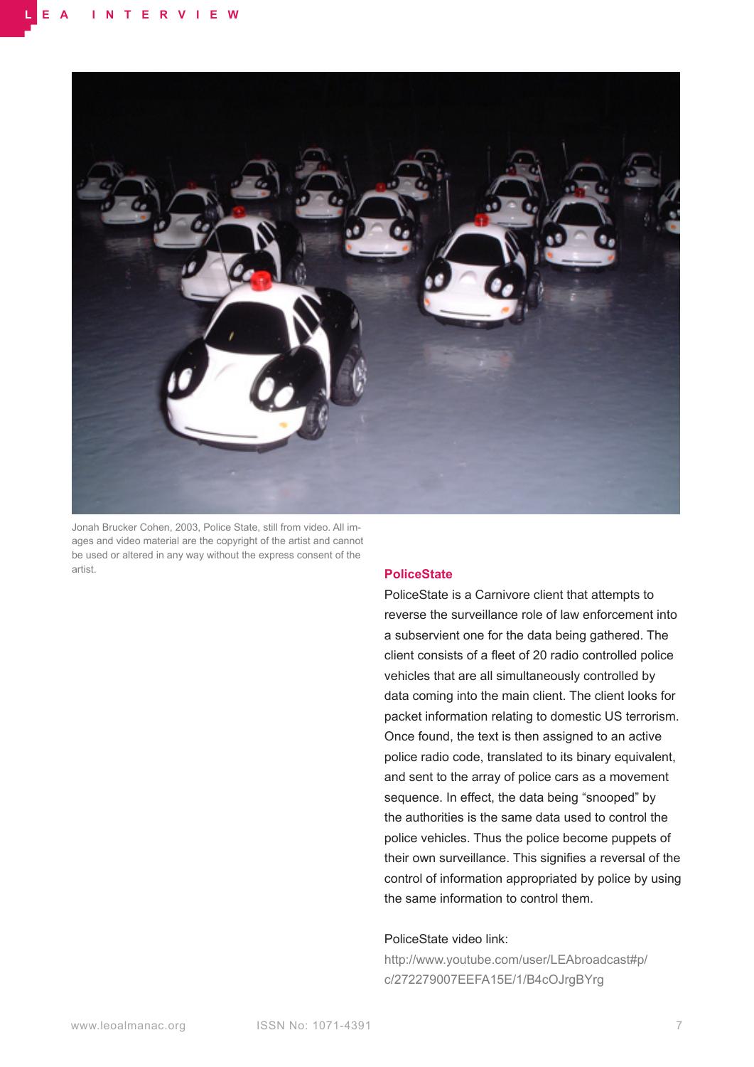Jonah Brucker Cohen, 2003, Police State, still from video. All images and video material are the copyright of the artist and cannot be used or altered in any way without the express consent of the artist.

## PoliceState

PoliceState is a Carnivore client that attempts to reverse the surveillance role of law enforcement into a subservient one for the data being gathered. The client consists of a fleet of 20 radio controlled police vehicles that are all simultaneously controlled by data coming into the main client. The client looks for packet information relating to domestic US terrorism. Once found, the text is then assigned to an active police radio code, translated to its binary equivalent, and sent to the array of police cars as a movement sequence. In effect, the data being "snooped" by the authorities is the same data used to control the police vehicles. Thus the police become puppets of their own surveillance. This signifies a reversal of the control of information appropriated by police by using the same information to control them.

PoliceState video link:
http://www.youtube.com/user/LEAbroadcast#p/c/272279007EEFA15E/1/B4cOJrgBYrg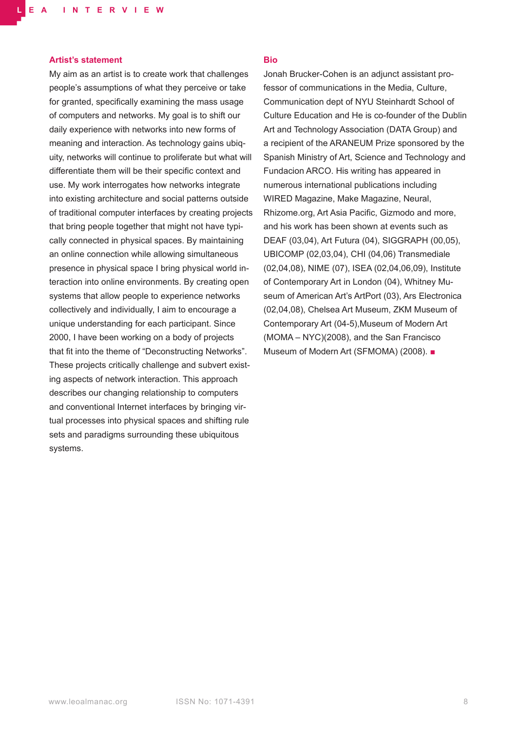### Artist's statement

My aim as an artist is to create work that challenges people's assumptions of what they perceive or take for granted, specifically examining the mass usage of computers and networks. My goal is to shift our daily experience with networks into new forms of meaning and interaction. As technology gains ubiquity, networks will continue to proliferate but what will differentiate them will be their specific context and use. My work interrogates how networks integrate into existing architecture and social patterns outside of traditional computer interfaces by creating projects that bring people together that might not have typically connected in physical spaces. By maintaining an online connection while allowing simultaneous presence in physical space I bring physical world interaction into online environments. By creating open systems that allow people to experience networks collectively and individually, I aim to encourage a unique understanding for each participant. Since 2000, I have been working on a body of projects that fit into the theme of "Deconstructing Networks". These projects critically challenge and subvert existing aspects of network interaction. This approach describes our changing relationship to computers and conventional Internet interfaces by bringing virtual processes into physical spaces and shifting rule sets and paradigms surrounding these ubiquitous systems.

### Bio

Jonah Brucker-Cohen is an adjunct assistant professor of communications in the Media, Culture, Communication dept of NYU Steinhardt School of Culture Education and He is co-founder of the Dublin Art and Technology Association (DATA Group) and a recipient of the ARANEUM Prize sponsored by the Spanish Ministry of Art, Science and Technology and Fundacion ARCO. His writing has appeared in numerous international publications including WIRED Magazine, Make Magazine, Neural, Rhizome.org, Art Asia Pacific, Gizmodo and more, and his work has been shown at events such as DEAF (03,04), Art Futura (04), SIGGRAPH (00,05), UBICOMP (02,03,04), CHI (04,06) Transmediale (02,04,08), NIME (07), ISEA (02,04,06,09), Institute of Contemporary Art in London (04), Whitney Museum of American Art's ArtPort (03), Ars Electronica (02,04,08), Chelsea Art Museum, ZKM Museum of Contemporary Art (04-5),Museum of Modern Art (MOMA – NYC)(2008), and the San Francisco Museum of Modern Art (SFMOMA) (2008). ■